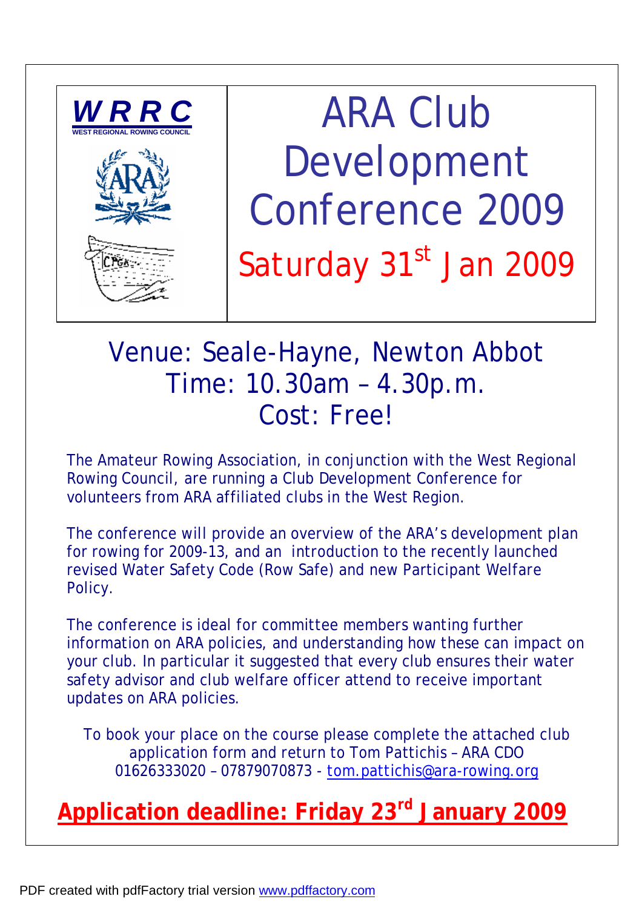**WRRC**
WEST REGIONAL ROWING COUNCIL

# ARA Club Development Conference 2009

## Saturday 31st Jan 2009

## Venue: Seale-Hayne, Newton Abbot
## Time: 10.30am – 4.30p.m.
## Cost: Free!

The Amateur Rowing Association, in conjunction with the West Regional Rowing Council, are running a Club Development Conference for volunteers from ARA affiliated clubs in the West Region.

The conference will provide an overview of the ARA's development plan for rowing for 2009-13, and an introduction to the recently launched revised Water Safety Code (Row Safe) and new Participant Welfare Policy.

The conference is ideal for committee members wanting further information on ARA policies, and understanding how these can impact on your club. In particular it suggested that every club ensures their water safety advisor and club welfare officer attend to receive important updates on ARA policies.

To book your place on the course please complete the attached club application form and return to Tom Pattichis – ARA CDO 01626333020 – 07879070873 - tom.pattichis@ara-rowing.org

**Application deadline: Friday 23rd January 2009**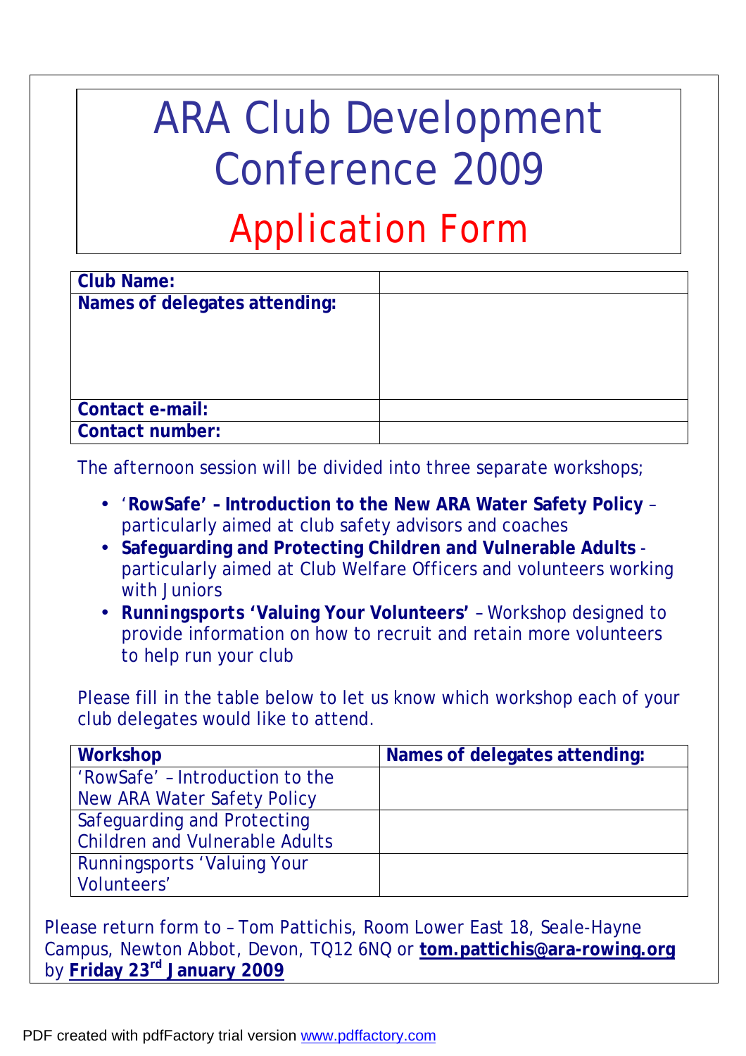# ARA Club Development Conference 2009

## Application Form

| | |
|---|---|
| **Club Name:** | |
| **Names of delegates attending:** | |
| **Contact e-mail:** | |
| **Contact number:** | |

The afternoon session will be divided into three separate workshops;

- '**RowSafe' – Introduction to the New ARA Water Safety Policy** – particularly aimed at club safety advisors and coaches
- **Safeguarding and Protecting Children and Vulnerable Adults** - particularly aimed at Club Welfare Officers and volunteers working with Juniors
- **Runningsports 'Valuing Your Volunteers'** – Workshop designed to provide information on how to recruit and retain more volunteers to help run your club

Please fill in the table below to let us know which workshop each of your club delegates would like to attend.

| **Workshop** | **Names of delegates attending:** |
|---|---|
| 'RowSafe' – Introduction to the New ARA Water Safety Policy | |
| Safeguarding and Protecting Children and Vulnerable Adults | |
| Runningsports 'Valuing Your Volunteers' | |

Please return form to – Tom Pattichis, Room Lower East 18, Seale-Hayne Campus, Newton Abbot, Devon, TQ12 6NQ or **tom.pattichis@ara-rowing.org** by **Friday 23rd January 2009**